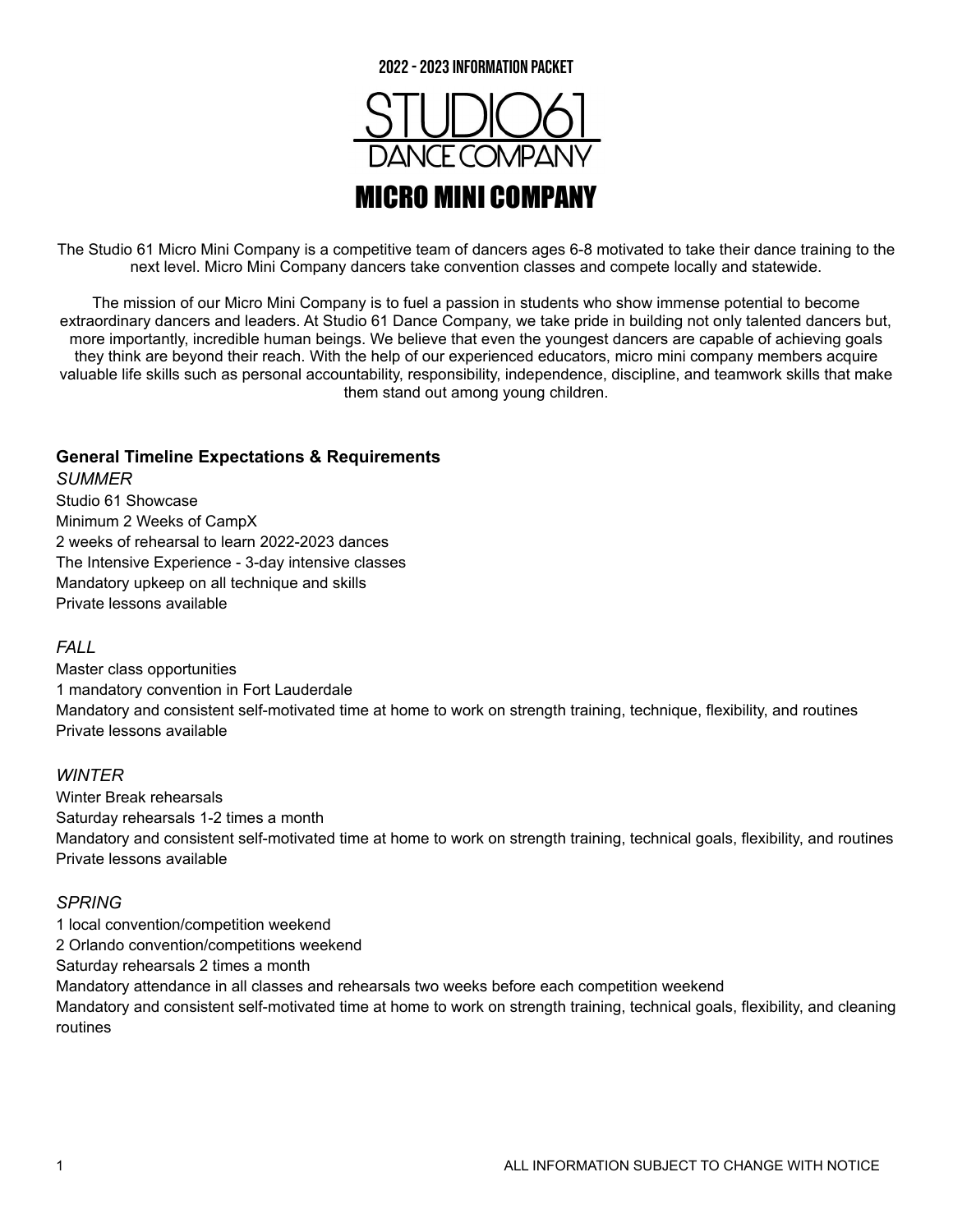2022 - 2023 INFORMATION PACKET

STUDIO61

DANCE COMPANY

# MICRO MINI COMPANY

The Studio 61 Micro Mini Company is a competitive team of dancers ages 6-8 motivated to take their dance training to the next level. Micro Mini Company dancers take convention classes and compete locally and statewide.

The mission of our Micro Mini Company is to fuel a passion in students who show immense potential to become extraordinary dancers and leaders. At Studio 61 Dance Company, we take pride in building not only talented dancers but, more importantly, incredible human beings. We believe that even the youngest dancers are capable of achieving goals they think are beyond their reach. With the help of our experienced educators, micro mini company members acquire valuable life skills such as personal accountability, responsibility, independence, discipline, and teamwork skills that make them stand out among young children.

**General Timeline Expectations & Requirements**

*SUMMER*

Studio 61 Showcase
Minimum 2 Weeks of CampX
2 weeks of rehearsal to learn 2022-2023 dances
The Intensive Experience - 3-day intensive classes
Mandatory upkeep on all technique and skills
Private lessons available

*FALL*

Master class opportunities
1 mandatory convention in Fort Lauderdale
Mandatory and consistent self-motivated time at home to work on strength training, technique, flexibility, and routines
Private lessons available

*WINTER*

Winter Break rehearsals
Saturday rehearsals 1-2 times a month
Mandatory and consistent self-motivated time at home to work on strength training, technical goals, flexibility, and routines
Private lessons available

*SPRING*

1 local convention/competition weekend
2 Orlando convention/competitions weekend
Saturday rehearsals 2 times a month
Mandatory attendance in all classes and rehearsals two weeks before each competition weekend
Mandatory and consistent self-motivated time at home to work on strength training, technical goals, flexibility, and cleaning routines

ALL INFORMATION SUBJECT TO CHANGE WITH NOTICE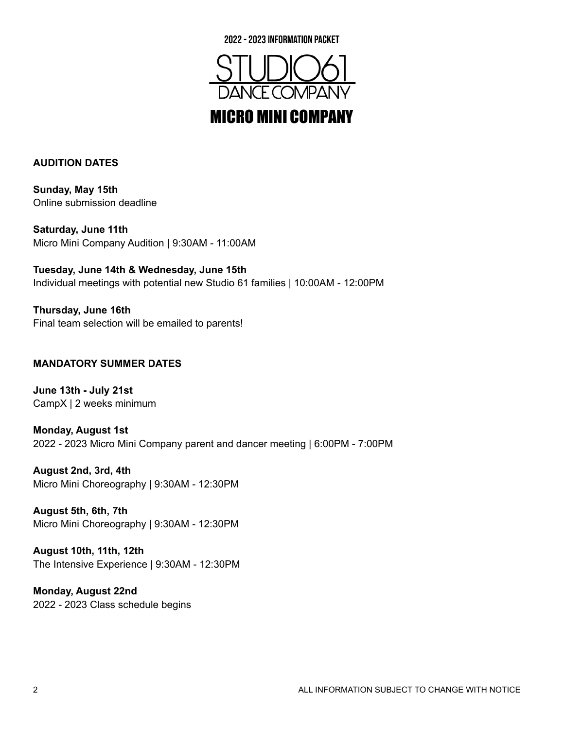2022 - 2023 INFORMATION PACKET

# STUDIO61 DANCE COMPANY

## MICRO MINI COMPANY

**AUDITION DATES**

**Sunday, May 15th**
Online submission deadline

**Saturday, June 11th**
Micro Mini Company Audition | 9:30AM - 11:00AM

**Tuesday, June 14th & Wednesday, June 15th**
Individual meetings with potential new Studio 61 families | 10:00AM - 12:00PM

**Thursday, June 16th**
Final team selection will be emailed to parents!

**MANDATORY SUMMER DATES**

**June 13th - July 21st**
CampX | 2 weeks minimum

**Monday, August 1st**
2022 - 2023 Micro Mini Company parent and dancer meeting | 6:00PM - 7:00PM

**August 2nd, 3rd, 4th**
Micro Mini Choreography | 9:30AM - 12:30PM

**August 5th, 6th, 7th**
Micro Mini Choreography | 9:30AM - 12:30PM

**August 10th, 11th, 12th**
The Intensive Experience | 9:30AM - 12:30PM

**Monday, August 22nd**
2022 - 2023 Class schedule begins

ALL INFORMATION SUBJECT TO CHANGE WITH NOTICE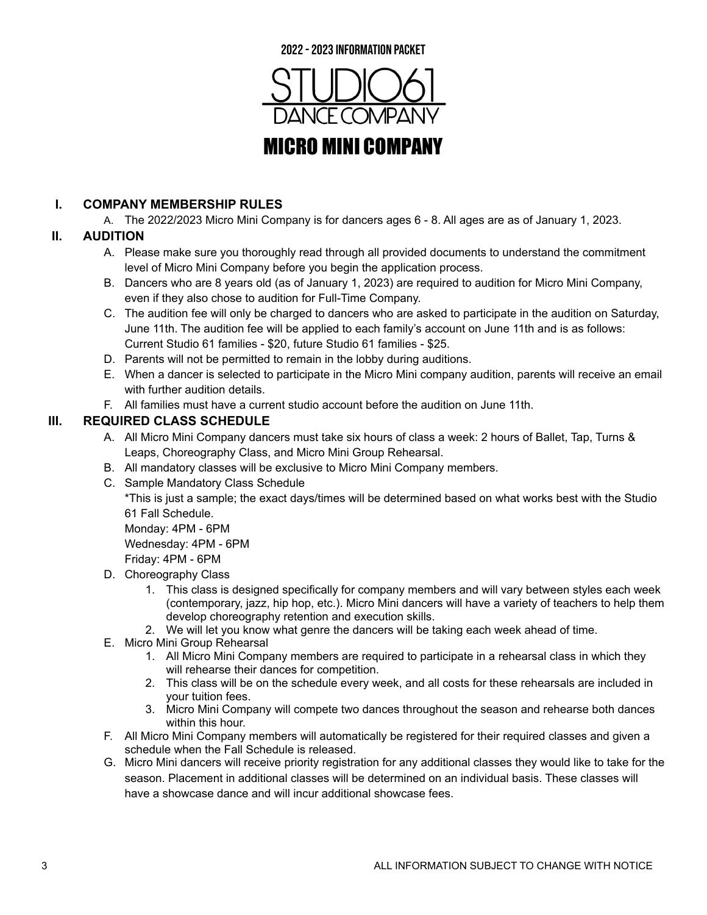2022 - 2023 INFORMATION PACKET

STUDIO61
DANCE COMPANY

# MICRO MINI COMPANY

## I. COMPANY MEMBERSHIP RULES

A. The 2022/2023 Micro Mini Company is for dancers ages 6 - 8. All ages are as of January 1, 2023.

## II. AUDITION

A. Please make sure you thoroughly read through all provided documents to understand the commitment level of Micro Mini Company before you begin the application process.

B. Dancers who are 8 years old (as of January 1, 2023) are required to audition for Micro Mini Company, even if they also chose to audition for Full-Time Company.

C. The audition fee will only be charged to dancers who are asked to participate in the audition on Saturday, June 11th. The audition fee will be applied to each family's account on June 11th and is as follows: Current Studio 61 families - $20, future Studio 61 families - $25.

D. Parents will not be permitted to remain in the lobby during auditions.

E. When a dancer is selected to participate in the Micro Mini company audition, parents will receive an email with further audition details.

F. All families must have a current studio account before the audition on June 11th.

## III. REQUIRED CLASS SCHEDULE

A. All Micro Mini Company dancers must take six hours of class a week: 2 hours of Ballet, Tap, Turns & Leaps, Choreography Class, and Micro Mini Group Rehearsal.

B. All mandatory classes will be exclusive to Micro Mini Company members.

C. Sample Mandatory Class Schedule
*This is just a sample; the exact days/times will be determined based on what works best with the Studio 61 Fall Schedule.
Monday: 4PM - 6PM
Wednesday: 4PM - 6PM
Friday: 4PM - 6PM

D. Choreography Class
1. This class is designed specifically for company members and will vary between styles each week (contemporary, jazz, hip hop, etc.). Micro Mini dancers will have a variety of teachers to help them develop choreography retention and execution skills.
2. We will let you know what genre the dancers will be taking each week ahead of time.

E. Micro Mini Group Rehearsal
1. All Micro Mini Company members are required to participate in a rehearsal class in which they will rehearse their dances for competition.
2. This class will be on the schedule every week, and all costs for these rehearsals are included in your tuition fees.
3. Micro Mini Company will compete two dances throughout the season and rehearse both dances within this hour.

F. All Micro Mini Company members will automatically be registered for their required classes and given a schedule when the Fall Schedule is released.

G. Micro Mini dancers will receive priority registration for any additional classes they would like to take for the season. Placement in additional classes will be determined on an individual basis. These classes will have a showcase dance and will incur additional showcase fees.

ALL INFORMATION SUBJECT TO CHANGE WITH NOTICE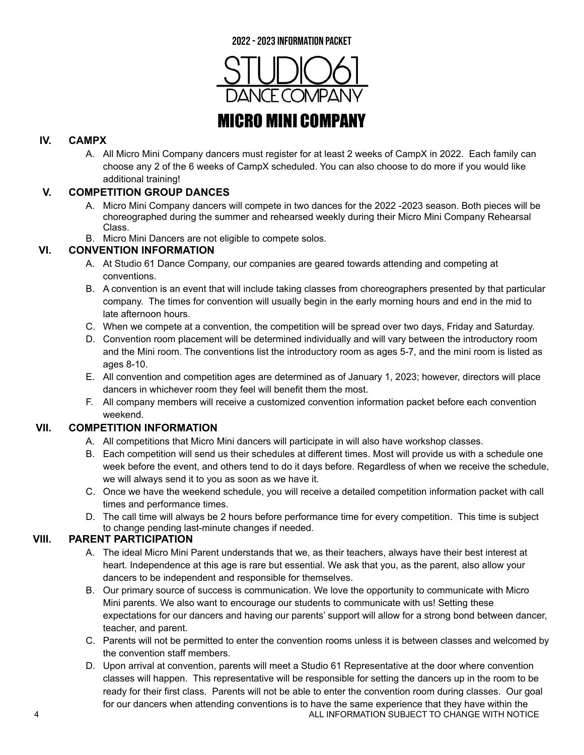2022 - 2023 INFORMATION PACKET

STUDIO61
DANCE COMPANY

# MICRO MINI COMPANY

## IV. CAMPX

A. All Micro Mini Company dancers must register for at least 2 weeks of CampX in 2022. Each family can choose any 2 of the 6 weeks of CampX scheduled. You can also choose to do more if you would like additional training!

## V. COMPETITION GROUP DANCES

A. Micro Mini Company dancers will compete in two dances for the 2022 -2023 season. Both pieces will be choreographed during the summer and rehearsed weekly during their Micro Mini Company Rehearsal Class.

B. Micro Mini Dancers are not eligible to compete solos.

## VI. CONVENTION INFORMATION

A. At Studio 61 Dance Company, our companies are geared towards attending and competing at conventions.

B. A convention is an event that will include taking classes from choreographers presented by that particular company. The times for convention will usually begin in the early morning hours and end in the mid to late afternoon hours.

C. When we compete at a convention, the competition will be spread over two days, Friday and Saturday.

D. Convention room placement will be determined individually and will vary between the introductory room and the Mini room. The conventions list the introductory room as ages 5-7, and the mini room is listed as ages 8-10.

E. All convention and competition ages are determined as of January 1, 2023; however, directors will place dancers in whichever room they feel will benefit them the most.

F. All company members will receive a customized convention information packet before each convention weekend.

## VII. COMPETITION INFORMATION

A. All competitions that Micro Mini dancers will participate in will also have workshop classes.

B. Each competition will send us their schedules at different times. Most will provide us with a schedule one week before the event, and others tend to do it days before. Regardless of when we receive the schedule, we will always send it to you as soon as we have it.

C. Once we have the weekend schedule, you will receive a detailed competition information packet with call times and performance times.

D. The call time will always be 2 hours before performance time for every competition. This time is subject to change pending last-minute changes if needed.

## VIII. PARENT PARTICIPATION

A. The ideal Micro Mini Parent understands that we, as their teachers, always have their best interest at heart. Independence at this age is rare but essential. We ask that you, as the parent, also allow your dancers to be independent and responsible for themselves.

B. Our primary source of success is communication. We love the opportunity to communicate with Micro Mini parents. We also want to encourage our students to communicate with us! Setting these expectations for our dancers and having our parents' support will allow for a strong bond between dancer, teacher, and parent.

C. Parents will not be permitted to enter the convention rooms unless it is between classes and welcomed by the convention staff members.

D. Upon arrival at convention, parents will meet a Studio 61 Representative at the door where convention classes will happen. This representative will be responsible for setting the dancers up in the room to be ready for their first class. Parents will not be able to enter the convention room during classes. Our goal for our dancers when attending conventions is to have the same experience that they have within the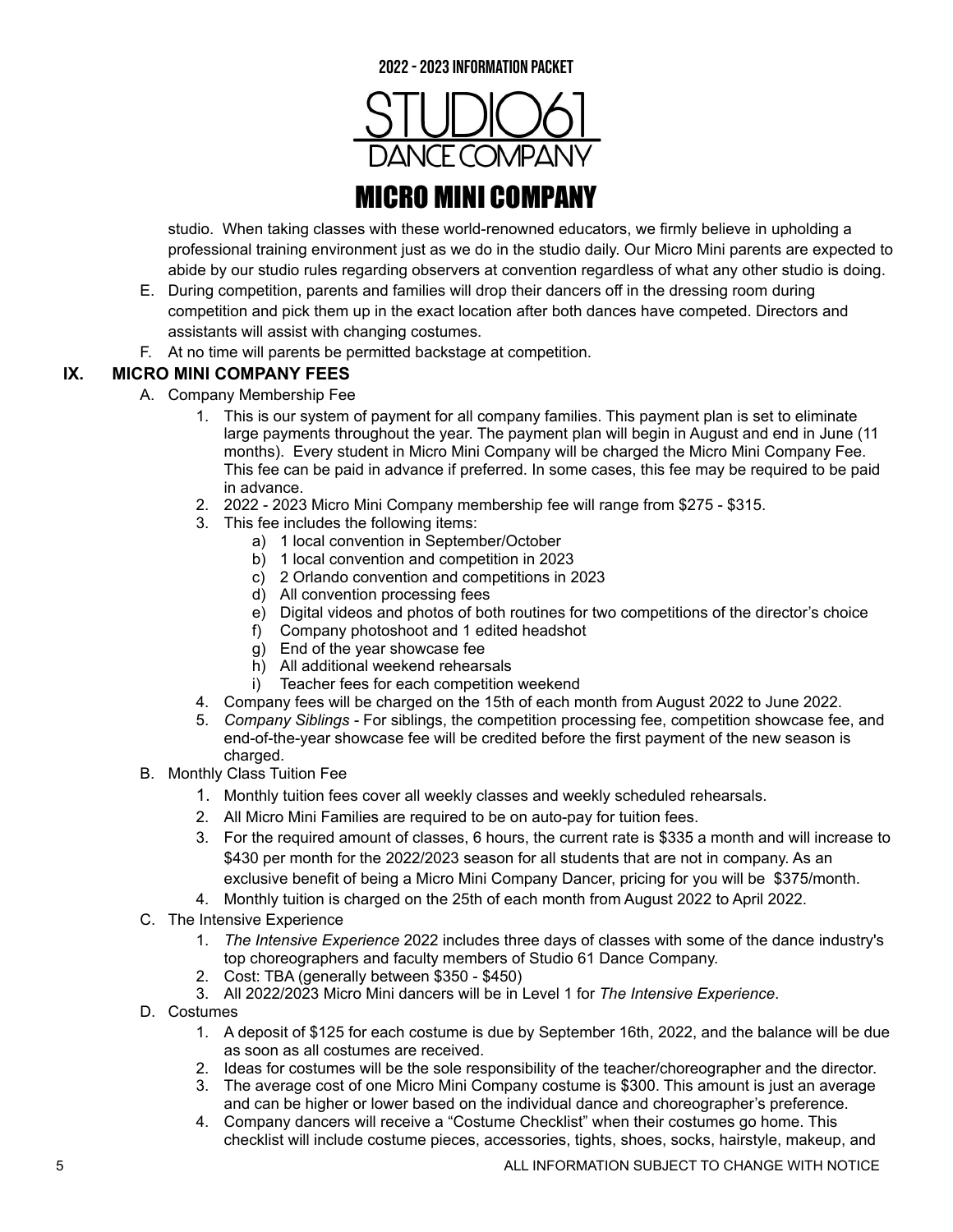studio. When taking classes with these world-renowned educators, we firmly believe in upholding a professional training environment just as we do in the studio daily. Our Micro Mini parents are expected to abide by our studio rules regarding observers at convention regardless of what any other studio is doing.

E. During competition, parents and families will drop their dancers off in the dressing room during competition and pick them up in the exact location after both dances have competed. Directors and assistants will assist with changing costumes.

F. At no time will parents be permitted backstage at competition.

## IX. MICRO MINI COMPANY FEES

A. Company Membership Fee

1. This is our system of payment for all company families. This payment plan is set to eliminate large payments throughout the year. The payment plan will begin in August and end in June (11 months). Every student in Micro Mini Company will be charged the Micro Mini Company Fee. This fee can be paid in advance if preferred. In some cases, this fee may be required to be paid in advance.
2. 2022 - 2023 Micro Mini Company membership fee will range from $275 - $315.
3. This fee includes the following items:
    a) 1 local convention in September/October
    b) 1 local convention and competition in 2023
    c) 2 Orlando convention and competitions in 2023
    d) All convention processing fees
    e) Digital videos and photos of both routines for two competitions of the director's choice
    f) Company photoshoot and 1 edited headshot
    g) End of the year showcase fee
    h) All additional weekend rehearsals
    i) Teacher fees for each competition weekend
4. Company fees will be charged on the 15th of each month from August 2022 to June 2022.
5. *Company Siblings* - For siblings, the competition processing fee, competition showcase fee, and end-of-the-year showcase fee will be credited before the first payment of the new season is charged.

B. Monthly Class Tuition Fee

1. Monthly tuition fees cover all weekly classes and weekly scheduled rehearsals.
2. All Micro Mini Families are required to be on auto-pay for tuition fees.
3. For the required amount of classes, 6 hours, the current rate is $335 a month and will increase to $430 per month for the 2022/2023 season for all students that are not in company. As an exclusive benefit of being a Micro Mini Company Dancer, pricing for you will be $375/month.
4. Monthly tuition is charged on the 25th of each month from August 2022 to April 2022.

C. The Intensive Experience

1. *The Intensive Experience* 2022 includes three days of classes with some of the dance industry's top choreographers and faculty members of Studio 61 Dance Company.
2. Cost: TBA (generally between $350 - $450)
3. All 2022/2023 Micro Mini dancers will be in Level 1 for *The Intensive Experience*.

D. Costumes

1. A deposit of $125 for each costume is due by September 16th, 2022, and the balance will be due as soon as all costumes are received.
2. Ideas for costumes will be the sole responsibility of the teacher/choreographer and the director.
3. The average cost of one Micro Mini Company costume is $300. This amount is just an average and can be higher or lower based on the individual dance and choreographer's preference.
4. Company dancers will receive a "Costume Checklist" when their costumes go home. This checklist will include costume pieces, accessories, tights, shoes, socks, hairstyle, makeup, and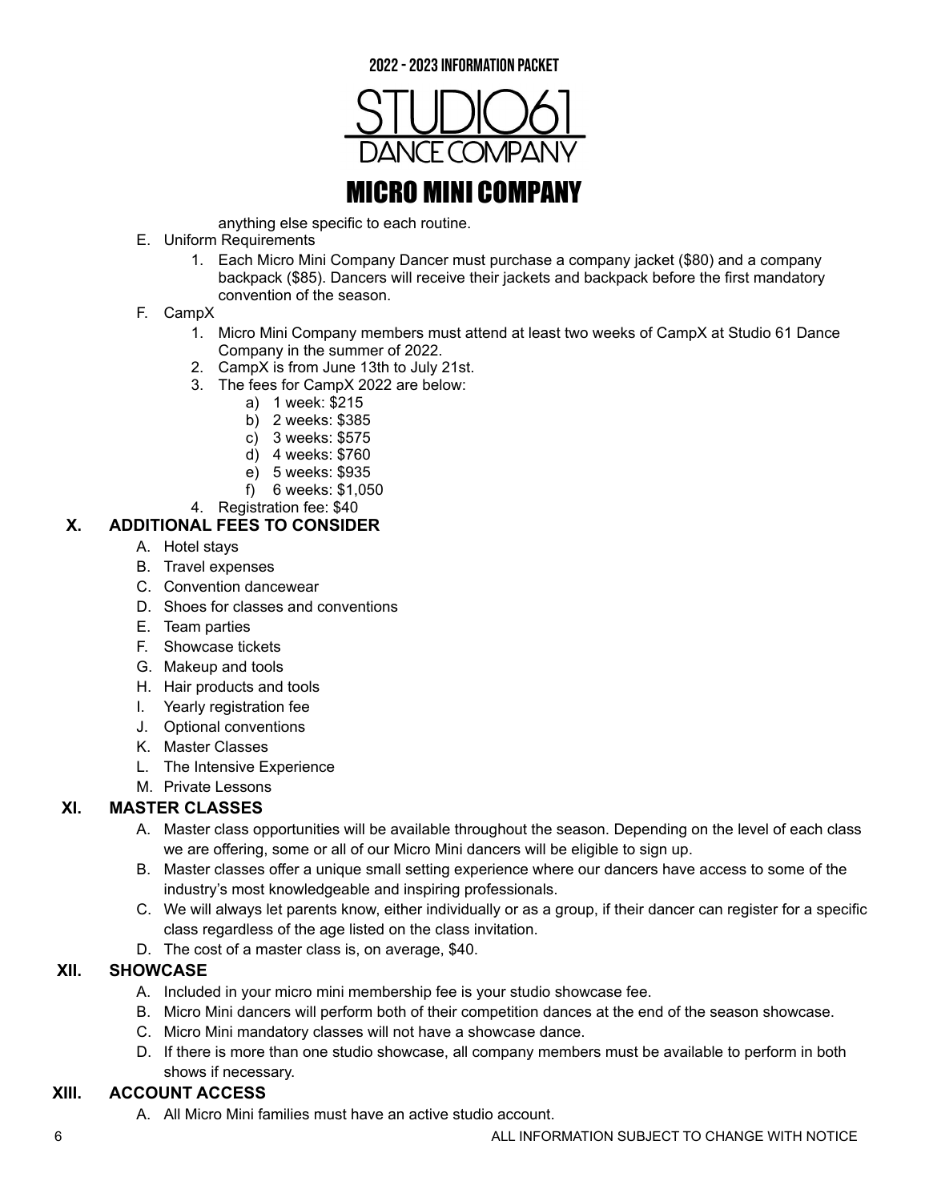anything else specific to each routine.

E. Uniform Requirements
   1. Each Micro Mini Company Dancer must purchase a company jacket ($80) and a company backpack ($85). Dancers will receive their jackets and backpack before the first mandatory convention of the season.

F. CampX
   1. Micro Mini Company members must attend at least two weeks of CampX at Studio 61 Dance Company in the summer of 2022.
   2. CampX is from June 13th to July 21st.
   3. The fees for CampX 2022 are below:
      a) 1 week: $215
      b) 2 weeks: $385
      c) 3 weeks: $575
      d) 4 weeks: $760
      e) 5 weeks: $935
      f) 6 weeks: $1,050
   4. Registration fee: $40

## X. ADDITIONAL FEES TO CONSIDER

A. Hotel stays
B. Travel expenses
C. Convention dancewear
D. Shoes for classes and conventions
E. Team parties
F. Showcase tickets
G. Makeup and tools
H. Hair products and tools
I. Yearly registration fee
J. Optional conventions
K. Master Classes
L. The Intensive Experience
M. Private Lessons

## XI. MASTER CLASSES

A. Master class opportunities will be available throughout the season. Depending on the level of each class we are offering, some or all of our Micro Mini dancers will be eligible to sign up.
B. Master classes offer a unique small setting experience where our dancers have access to some of the industry's most knowledgeable and inspiring professionals.
C. We will always let parents know, either individually or as a group, if their dancer can register for a specific class regardless of the age listed on the class invitation.
D. The cost of a master class is, on average, $40.

## XII. SHOWCASE

A. Included in your micro mini membership fee is your studio showcase fee.
B. Micro Mini dancers will perform both of their competition dances at the end of the season showcase.
C. Micro Mini mandatory classes will not have a showcase dance.
D. If there is more than one studio showcase, all company members must be available to perform in both shows if necessary.

## XIII. ACCOUNT ACCESS

A. All Micro Mini families must have an active studio account.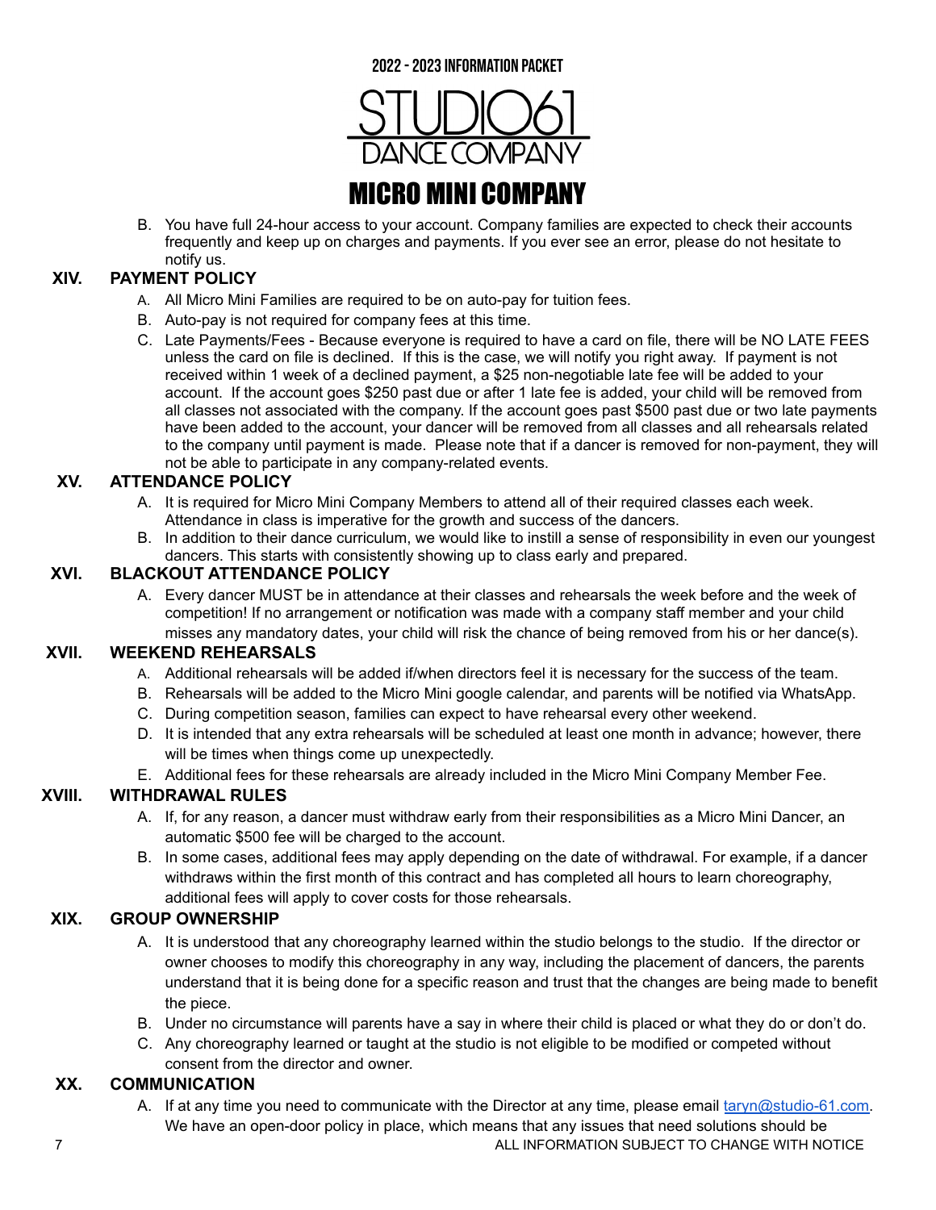B. You have full 24-hour access to your account. Company families are expected to check their accounts frequently and keep up on charges and payments. If you ever see an error, please do not hesitate to notify us.

## XIV. PAYMENT POLICY

A. All Micro Mini Families are required to be on auto-pay for tuition fees.

B. Auto-pay is not required for company fees at this time.

C. Late Payments/Fees - Because everyone is required to have a card on file, there will be NO LATE FEES unless the card on file is declined. If this is the case, we will notify you right away. If payment is not received within 1 week of a declined payment, a $25 non-negotiable late fee will be added to your account. If the account goes $250 past due or after 1 late fee is added, your child will be removed from all classes not associated with the company. If the account goes past $500 past due or two late payments have been added to the account, your dancer will be removed from all classes and all rehearsals related to the company until payment is made. Please note that if a dancer is removed for non-payment, they will not be able to participate in any company-related events.

## XV. ATTENDANCE POLICY

A. It is required for Micro Mini Company Members to attend all of their required classes each week. Attendance in class is imperative for the growth and success of the dancers.

B. In addition to their dance curriculum, we would like to instill a sense of responsibility in even our youngest dancers. This starts with consistently showing up to class early and prepared.

## XVI. BLACKOUT ATTENDANCE POLICY

A. Every dancer MUST be in attendance at their classes and rehearsals the week before and the week of competition! If no arrangement or notification was made with a company staff member and your child misses any mandatory dates, your child will risk the chance of being removed from his or her dance(s).

## XVII. WEEKEND REHEARSALS

A. Additional rehearsals will be added if/when directors feel it is necessary for the success of the team.

B. Rehearsals will be added to the Micro Mini google calendar, and parents will be notified via WhatsApp.

C. During competition season, families can expect to have rehearsal every other weekend.

D. It is intended that any extra rehearsals will be scheduled at least one month in advance; however, there will be times when things come up unexpectedly.

E. Additional fees for these rehearsals are already included in the Micro Mini Company Member Fee.

## XVIII. WITHDRAWAL RULES

A. If, for any reason, a dancer must withdraw early from their responsibilities as a Micro Mini Dancer, an automatic $500 fee will be charged to the account.

B. In some cases, additional fees may apply depending on the date of withdrawal. For example, if a dancer withdraws within the first month of this contract and has completed all hours to learn choreography, additional fees will apply to cover costs for those rehearsals.

## XIX. GROUP OWNERSHIP

A. It is understood that any choreography learned within the studio belongs to the studio. If the director or owner chooses to modify this choreography in any way, including the placement of dancers, the parents understand that it is being done for a specific reason and trust that the changes are being made to benefit the piece.

B. Under no circumstance will parents have a say in where their child is placed or what they do or don't do.

C. Any choreography learned or taught at the studio is not eligible to be modified or competed without consent from the director and owner.

## XX. COMMUNICATION

A. If at any time you need to communicate with the Director at any time, please email taryn@studio-61.com. We have an open-door policy in place, which means that any issues that need solutions should be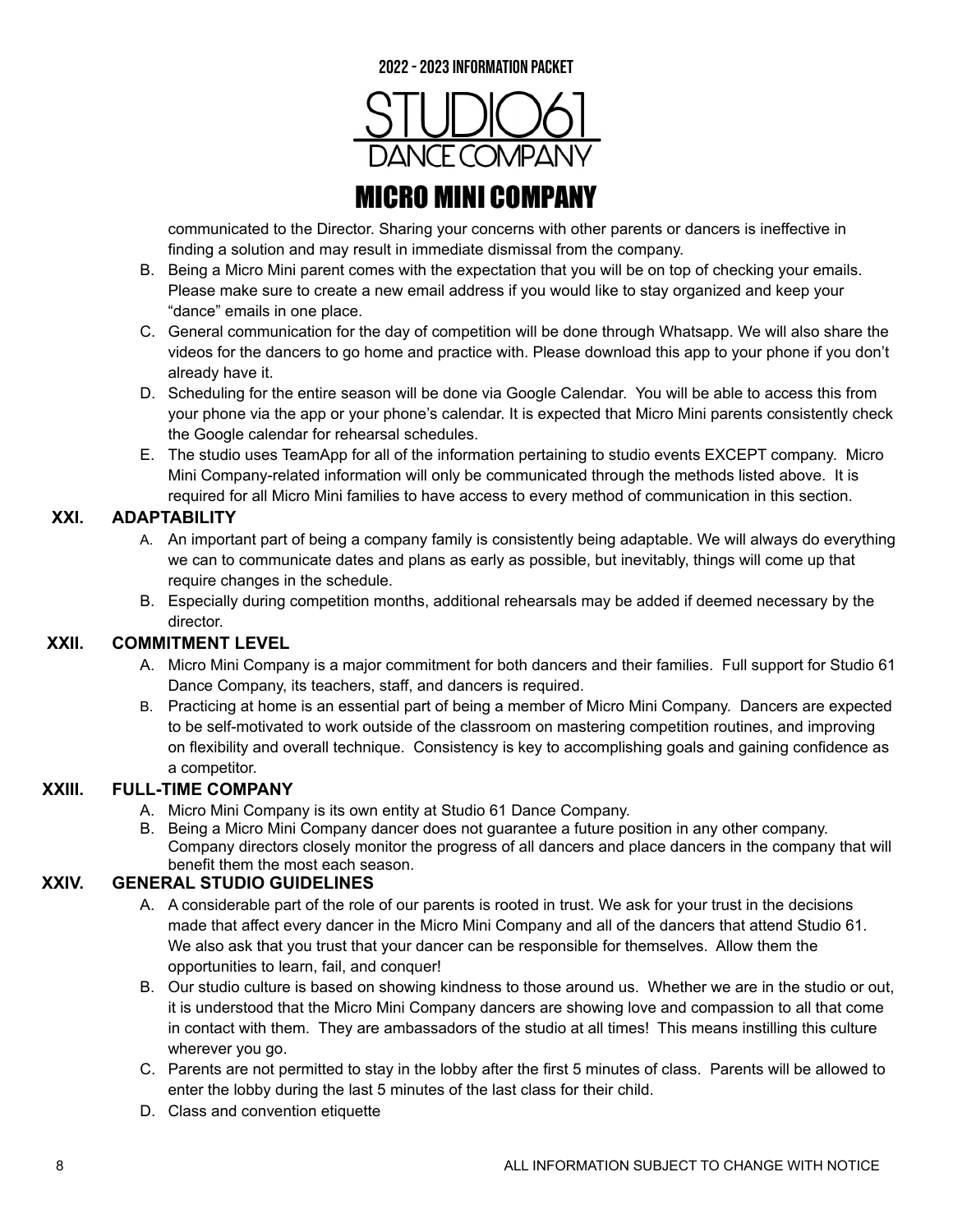communicated to the Director. Sharing your concerns with other parents or dancers is ineffective in finding a solution and may result in immediate dismissal from the company.

B. Being a Micro Mini parent comes with the expectation that you will be on top of checking your emails. Please make sure to create a new email address if you would like to stay organized and keep your "dance" emails in one place.

C. General communication for the day of competition will be done through Whatsapp. We will also share the videos for the dancers to go home and practice with. Please download this app to your phone if you don't already have it.

D. Scheduling for the entire season will be done via Google Calendar. You will be able to access this from your phone via the app or your phone's calendar. It is expected that Micro Mini parents consistently check the Google calendar for rehearsal schedules.

E. The studio uses TeamApp for all of the information pertaining to studio events EXCEPT company. Micro Mini Company-related information will only be communicated through the methods listed above. It is required for all Micro Mini families to have access to every method of communication in this section.

## XXI. ADAPTABILITY

A. An important part of being a company family is consistently being adaptable. We will always do everything we can to communicate dates and plans as early as possible, but inevitably, things will come up that require changes in the schedule.

B. Especially during competition months, additional rehearsals may be added if deemed necessary by the director.

## XXII. COMMITMENT LEVEL

A. Micro Mini Company is a major commitment for both dancers and their families. Full support for Studio 61 Dance Company, its teachers, staff, and dancers is required.

B. Practicing at home is an essential part of being a member of Micro Mini Company. Dancers are expected to be self-motivated to work outside of the classroom on mastering competition routines, and improving on flexibility and overall technique. Consistency is key to accomplishing goals and gaining confidence as a competitor.

## XXIII. FULL-TIME COMPANY

A. Micro Mini Company is its own entity at Studio 61 Dance Company.

B. Being a Micro Mini Company dancer does not guarantee a future position in any other company. Company directors closely monitor the progress of all dancers and place dancers in the company that will benefit them the most each season.

## XXIV. GENERAL STUDIO GUIDELINES

A. A considerable part of the role of our parents is rooted in trust. We ask for your trust in the decisions made that affect every dancer in the Micro Mini Company and all of the dancers that attend Studio 61. We also ask that you trust that your dancer can be responsible for themselves. Allow them the opportunities to learn, fail, and conquer!

B. Our studio culture is based on showing kindness to those around us. Whether we are in the studio or out, it is understood that the Micro Mini Company dancers are showing love and compassion to all that come in contact with them. They are ambassadors of the studio at all times! This means instilling this culture wherever you go.

C. Parents are not permitted to stay in the lobby after the first 5 minutes of class. Parents will be allowed to enter the lobby during the last 5 minutes of the last class for their child.

D. Class and convention etiquette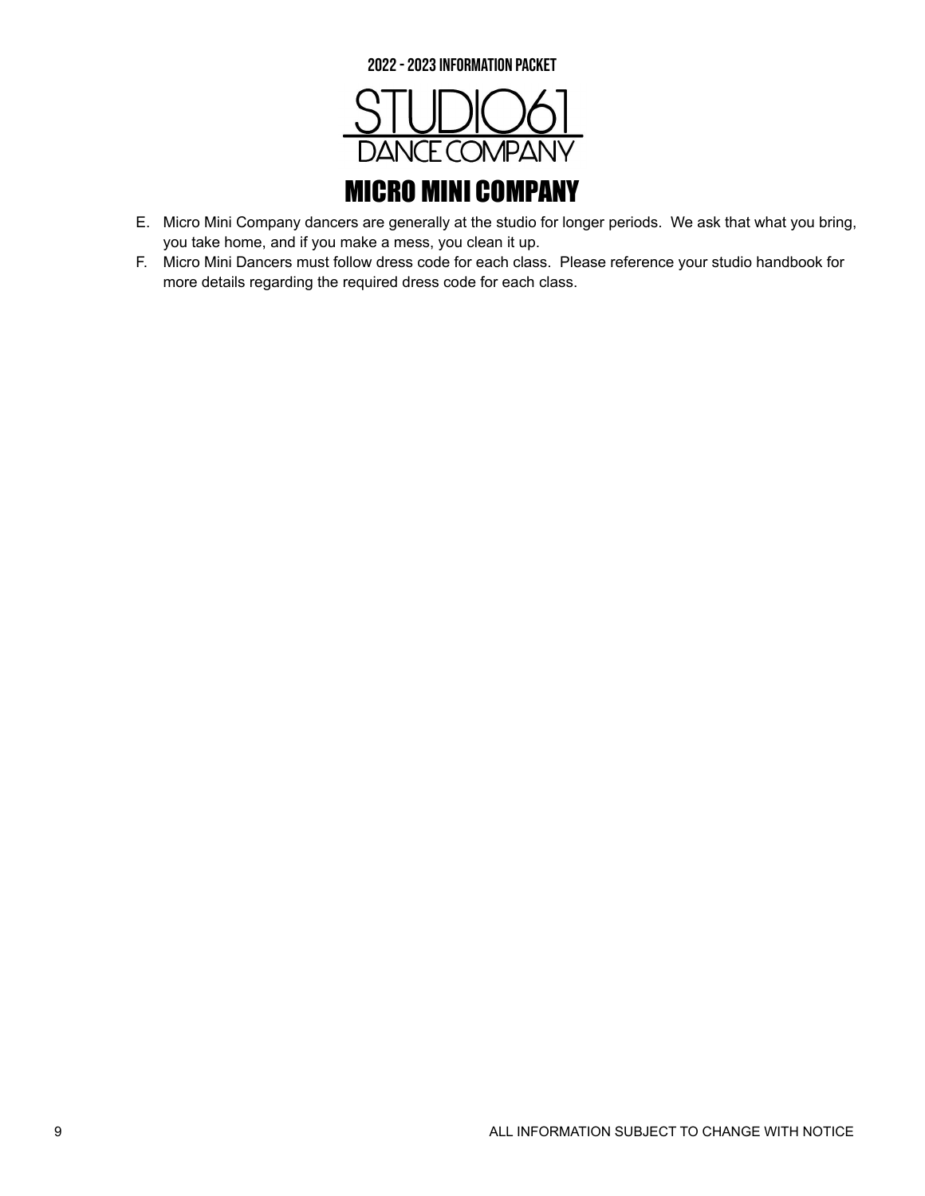# MICRO MINI COMPANY

E. Micro Mini Company dancers are generally at the studio for longer periods. We ask that what you bring, you take home, and if you make a mess, you clean it up.

F. Micro Mini Dancers must follow dress code for each class. Please reference your studio handbook for more details regarding the required dress code for each class.